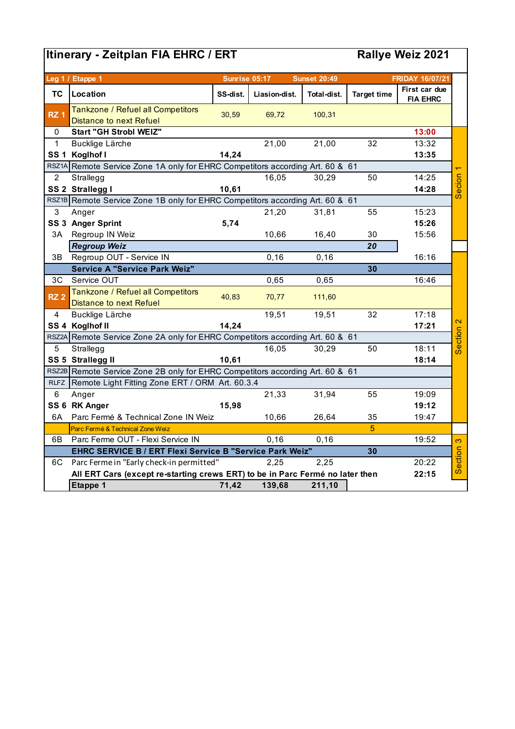# Itinerary - Zeitplan FIA EHRC / ERT — Rallye Weiz 2021

| Leg 1 / Etappe 1 | | Sunrise 05:17 | Sunset 20:49 | | | FRIDAY 16/07/21 | |
|---|---|---|---|---|---|---|---|
| **TC** | **Location** | **SS-dist.** | **Liasion-dist.** | **Total-dist.** | **Target time** | **First car due FIA EHRC** | |
| **RZ 1** | Tankzone / Refuel all Competitors Distance to next Refuel | 30,59 | 69,72 | 100,31 | | | |
| 0 | **Start "GH Strobl WEIZ"** | | | | | **13:00** | Secion 1 |
| 1 | Bucklige Lärche | | 21,00 | 21,00 | 32 | 13:32 | |
| **SS 1** | **Koglhof I** | **14,24** | | | | **13:35** | |
| RSZ1A | Remote Service Zone 1A only for EHRC Competitors according Art. 60 & 61 | | | | | | |
| 2 | Strallegg | | 16,05 | 30,29 | 50 | 14:25 | |
| **SS 2** | **Strallegg I** | **10,61** | | | | **14:28** | |
| RSZ1B | Remote Service Zone 1B only for EHRC Competitors according Art. 60 & 61 | | | | | | |
| 3 | Anger | | 21,20 | 31,81 | 55 | 15:23 | |
| **SS 3** | **Anger Sprint** | **5,74** | | | | **15:26** | |
| 3A | Regroup IN Weiz | | 10,66 | 16,40 | 30 | 15:56 | |
| | ***Regroup Weiz*** | | | | ***20*** | | |
| 3B | Regroup OUT - Service IN | | 0,16 | 0,16 | | 16:16 | Section 2 |
| | **Service A "Service Park Weiz"** | | | | **30** | | |
| 3C | Service OUT | | 0,65 | 0,65 | | 16:46 | |
| **RZ 2** | Tankzone / Refuel all Competitors Distance to next Refuel | 40,83 | 70,77 | 111,60 | | | |
| 4 | Bucklige Lärche | | 19,51 | 19,51 | 32 | 17:18 | |
| **SS 4** | **Koglhof II** | **14,24** | | | | **17:21** | |
| RSZ2A | Remote Service Zone 2A only for EHRC Competitors according Art. 60 & 61 | | | | | | |
| 5 | Strallegg | | 16,05 | 30,29 | 50 | 18:11 | |
| **SS 5** | **Strallegg II** | **10,61** | | | | **18:14** | |
| RSZ2B | Remote Service Zone 2B only for EHRC Competitors according Art. 60 & 61 | | | | | | |
| RLFZ | Remote Light Fitting Zone ERT / ORM Art. 60.3.4 | | | | | | |
| 6 | Anger | | 21,33 | 31,94 | 55 | 19:09 | |
| **SS 6** | **RK Anger** | **15,98** | | | | **19:12** | |
| 6A | Parc Fermé & Technical Zone IN Weiz | | 10,66 | 26,64 | 35 | 19:47 | |
| | Parc Fermé & Technical Zone Weiz | | | | 5 | | |
| 6B | Parc Ferme OUT - Flexi Service IN | | 0,16 | 0,16 | | 19:52 | Section 3 |
| | **EHRC SERVICE B / ERT Flexi Service B "Service Park Weiz"** | | | | **30** | | |
| 6C | Parc Ferme in "Early check-in permitted" | | 2,25 | 2,25 | | 20:22 | |
| | **All ERT Cars (except re-starting crews ERT) to be in Parc Fermé no later then** | | | | | **22:15** | |
| | **Etappe 1** | **71,42** | **139,68** | **211,10** | | | |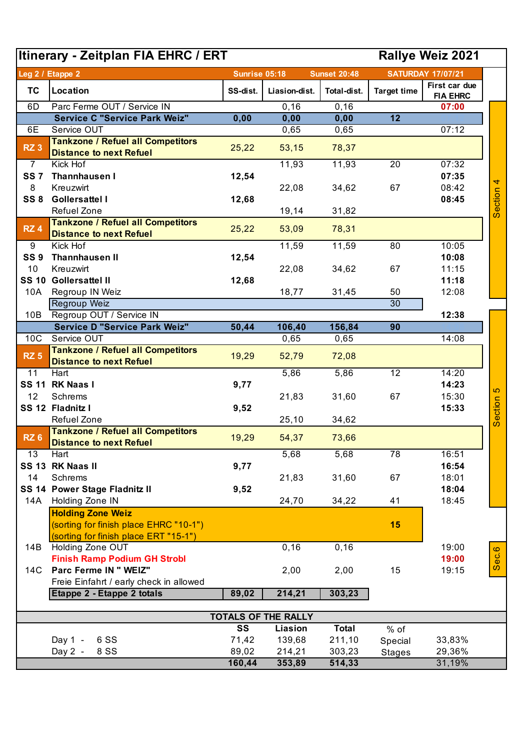# Itinerary - Zeitplan FIA EHRC / ERT — Rallye Weiz 2021

**Leg 2 / Etappe 2** — Sunrise 05:18 — Sunset 20:48 — SATURDAY 17/07/21

| TC | Location | SS-dist. | Liasion-dist. | Total-dist. | Target time | First car due FIA EHRC | |
|---|---|---|---|---|---|---|---|
| 6D | Parc Ferme OUT / Service IN | | 0,16 | 0,16 | | 07:00 | Section 4 |
| | **Service C "Service Park Weiz"** | **0,00** | **0,00** | **0,00** | **12** | | |
| 6E | Service OUT | | 0,65 | 0,65 | | 07:12 | |
| **RZ 3** | **Tankzone / Refuel all Competitors Distance to next Refuel** | 25,22 | 53,15 | 78,37 | | | |
| 7 | Kick Hof | | 11,93 | 11,93 | 20 | 07:32 | |
| **SS 7** | **Thannhausen I** | **12,54** | | | | **07:35** | |
| 8 | Kreuzwirt | | 22,08 | 34,62 | 67 | 08:42 | |
| **SS 8** | **Gollersattel I** | **12,68** | | | | **08:45** | |
| | Refuel Zone | | 19,14 | 31,82 | | | |
| **RZ 4** | **Tankzone / Refuel all Competitors Distance to next Refuel** | 25,22 | 53,09 | 78,31 | | | |
| 9 | Kick Hof | | 11,59 | 11,59 | 80 | 10:05 | |
| **SS 9** | **Thannhausen II** | **12,54** | | | | **10:08** | |
| 10 | Kreuzwirt | | 22,08 | 34,62 | 67 | 11:15 | |
| **SS 10** | **Gollersattel II** | **12,68** | | | | **11:18** | |
| 10A | Regroup IN Weiz | | 18,77 | 31,45 | 50 | 12:08 | |
| | Regroup Weiz | | | | 30 | | |
| 10B | Regroup OUT / Service IN | | | | | **12:38** | Section 5 |
| | **Service D "Service Park Weiz"** | **50,44** | **106,40** | **156,84** | **90** | | |
| 10C | Service OUT | | 0,65 | 0,65 | | 14:08 | |
| **RZ 5** | **Tankzone / Refuel all Competitors Distance to next Refuel** | 19,29 | 52,79 | 72,08 | | | |
| 11 | Hart | | 5,86 | 5,86 | 12 | 14:20 | |
| **SS 11** | **RK Naas I** | **9,77** | | | | **14:23** | |
| 12 | Schrems | | 21,83 | 31,60 | 67 | 15:30 | |
| **SS 12** | **Fladnitz I** | **9,52** | | | | **15:33** | |
| | Refuel Zone | | 25,10 | 34,62 | | | |
| **RZ 6** | **Tankzone / Refuel all Competitors Distance to next Refuel** | 19,29 | 54,37 | 73,66 | | | |
| 13 | Hart | | 5,68 | 5,68 | 78 | 16:51 | |
| **SS 13** | **RK Naas II** | **9,77** | | | | **16:54** | |
| 14 | Schrems | | 21,83 | 31,60 | 67 | 18:01 | |
| **SS 14** | **Power Stage Fladnitz II** | **9,52** | | | | **18:04** | |
| 14A | Holding Zone IN | | 24,70 | 34,22 | 41 | 18:45 | |
| | **Holding Zone Weiz** (sorting for finish place EHRC "10-1") (sorting for finish place ERT "15-1") | | | | **15** | | |
| 14B | Holding Zone OUT | | 0,16 | 0,16 | | 19:00 | Sec.6 |
| | **Finish Ramp Podium GH Strobl** | | | | | **19:00** | |
| 14C | **Parc Ferme IN " WEIZ"** | | 2,00 | 2,00 | 15 | 19:15 | |
| | Freie Einfahrt / early check in allowed | | | | | | |
| | **Etappe 2 - Etappe 2 totals** | **89,02** | **214,21** | **303,23** | | | |

## TOTALS OF THE RALLY

| | SS | Liasion | Total | % of Special Stages | |
|---|---|---|---|---|---|
| Day 1 - 6 SS | 71,42 | 139,68 | 211,10 | | 33,83% |
| Day 2 - 8 SS | 89,02 | 214,21 | 303,23 | | 29,36% |
| | **160,44** | **353,89** | **514,33** | | 31,19% |